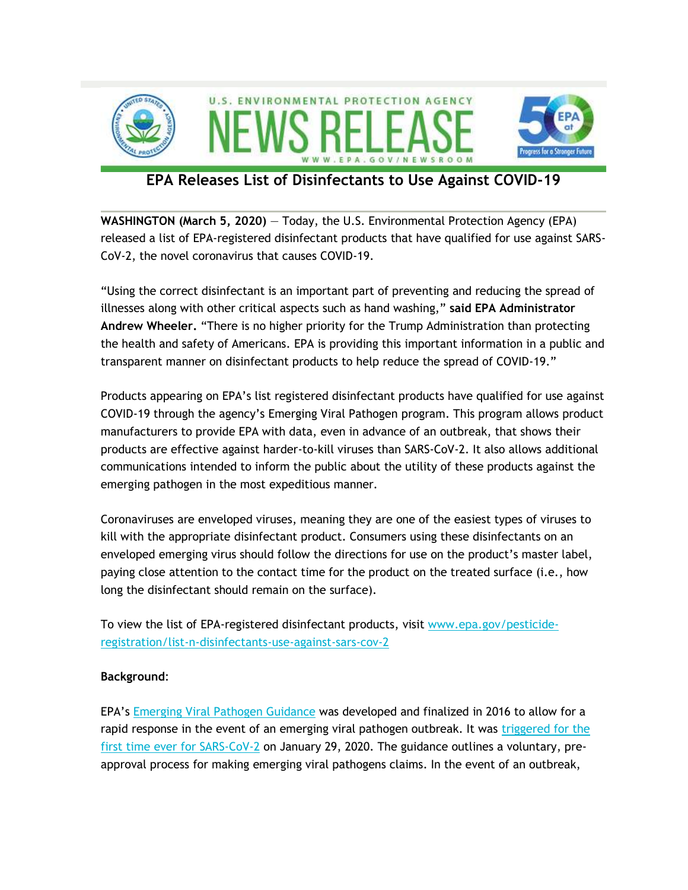U.S. ENVIRONMENTAL PROTECTION AGENCY

NEWS RELEASE

WWW.EPA.GOV/NEWSROOM

# EPA Releases List of Disinfectants to Use Against COVID-19

**WASHINGTON (March 5, 2020)** — Today, the U.S. Environmental Protection Agency (EPA) released a list of EPA-registered disinfectant products that have qualified for use against SARS-CoV-2, the novel coronavirus that causes COVID-19.

"Using the correct disinfectant is an important part of preventing and reducing the spread of illnesses along with other critical aspects such as hand washing," **said EPA Administrator Andrew Wheeler.** "There is no higher priority for the Trump Administration than protecting the health and safety of Americans. EPA is providing this important information in a public and transparent manner on disinfectant products to help reduce the spread of COVID-19."

Products appearing on EPA's list registered disinfectant products have qualified for use against COVID-19 through the agency's Emerging Viral Pathogen program. This program allows product manufacturers to provide EPA with data, even in advance of an outbreak, that shows their products are effective against harder-to-kill viruses than SARS-CoV-2. It also allows additional communications intended to inform the public about the utility of these products against the emerging pathogen in the most expeditious manner.

Coronaviruses are enveloped viruses, meaning they are one of the easiest types of viruses to kill with the appropriate disinfectant product. Consumers using these disinfectants on an enveloped emerging virus should follow the directions for use on the product's master label, paying close attention to the contact time for the product on the treated surface (i.e., how long the disinfectant should remain on the surface).

To view the list of EPA-registered disinfectant products, visit www.epa.gov/pesticide-registration/list-n-disinfectants-use-against-sars-cov-2

**Background**:

EPA's Emerging Viral Pathogen Guidance was developed and finalized in 2016 to allow for a rapid response in the event of an emerging viral pathogen outbreak. It was triggered for the first time ever for SARS-CoV-2 on January 29, 2020. The guidance outlines a voluntary, pre-approval process for making emerging viral pathogens claims. In the event of an outbreak,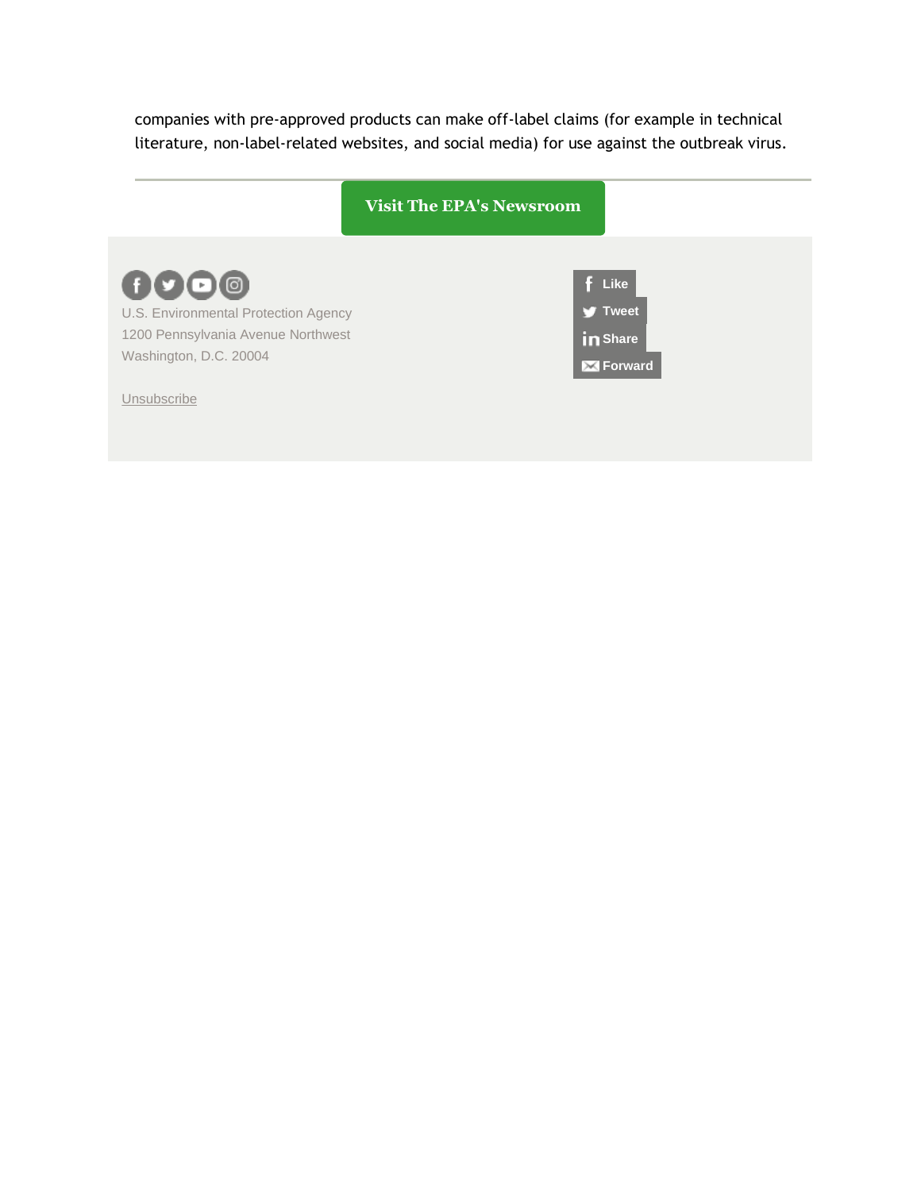companies with pre-approved products can make off-label claims (for example in technical literature, non-label-related websites, and social media) for use against the outbreak virus.

---

**Visit The EPA's Newsroom**

U.S. Environmental Protection Agency
1200 Pennsylvania Avenue Northwest
Washington, D.C. 20004

Unsubscribe

Like
Tweet
Share
Forward